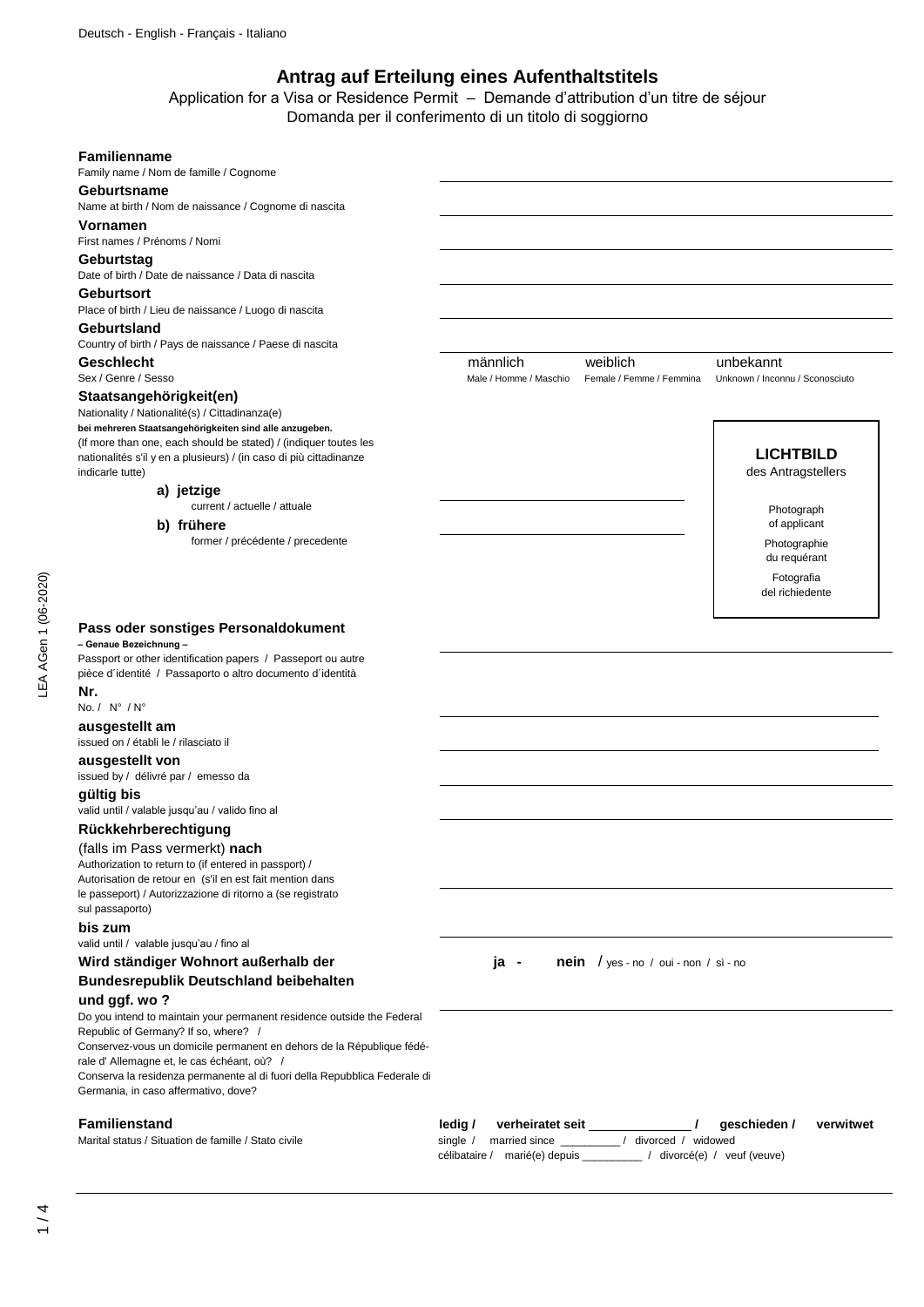Deutsch - English - Français - Italiano

# Antrag auf Erteilung eines Aufenthaltstitels

Application for a Visa or Residence Permit – Demande d'attribution d'un titre de séjour
Domanda per il conferimento di un titolo di soggiorno

**Familienname**
Family name / Nom de famille / Cognome ______________________

**Geburtsname**
Name at birth / Nom de naissance / Cognome di nascita ______________________

**Vornamen**
First names / Prénoms / Nomi ______________________

**Geburtstag**
Date of birth / Date de naissance / Data di nascita ______________________

**Geburtsort**
Place of birth / Lieu de naissance / Luogo di nascita ______________________

**Geburtsland**
Country of birth / Pays de naissance / Paese di nascita ______________________

**Geschlecht**
Sex / Genre / Sesso

männlich — Male / Homme / Maschio
weiblich — Female / Femme / Femmina
unbekannt — Unknown / Inconnu / Sconosciuto

**Staatsangehörigkeit(en)**
Nationality / Nationalité(s) / Cittadinanza(e)
**bei mehreren Staatsangehörigkeiten sind alle anzugeben.**
(If more than one, each should be stated) / (indiquer toutes les nationalités s'il y en a plusieurs) / (in caso di più cittadinanze indicarle tutte)

**a) jetzige**
current / actuelle / attuale ______________________

**b) frühere**
former / précédente / precedente ______________________

**LICHTBILD**
des Antragstellers

Photograph
of applicant

Photographie
du requérant

Fotografia
del richiedente

**Pass oder sonstiges Personaldokument**
**– Genaue Bezeichnung –**
Passport or other identification papers / Passeport ou autre pièce d´identité / Passaporto o altro documento d´identità ______________________

**Nr.**
No. / N° / N° ______________________

**ausgestellt am**
issued on / établi le / rilasciato il ______________________

**ausgestellt von**
issued by / délivré par / emesso da ______________________

**gültig bis**
valid until / valable jusqu'au / valido fino al ______________________

**Rückkehrberechtigung**
(falls im Pass vermerkt) **nach**
Authorization to return to (if entered in passport) / Autorisation de retour en (s'il en est fait mention dans le passeport) / Autorizzazione di ritorno a (se registrato sul passaporto) ______________________

**bis zum**
valid until / valable jusqu'au / fino al ______________________

**Wird ständiger Wohnort außerhalb der Bundesrepublik Deutschland beibehalten und ggf. wo ?**
Do you intend to maintain your permanent residence outside the Federal Republic of Germany? If so, where? /
Conservez-vous un domicile permanent en dehors de la République fédérale d' Allemagne et, le cas échéant, où? /
Conserva la residenza permanente al di fuori della Repubblica Federale di Germania, in caso affermativo, dove?

**ja - nein** / yes - no / oui - non / sì - no
______________________

**Familienstand**
Marital status / Situation de famille / Stato civile

**ledig / verheiratet seit ______________ / geschieden / verwitwet**
single / married since _________ / divorced / widowed
célibataire / marié(e) depuis _________ / divorcé(e) / veuf (veuve)

LEA AGen 1 (06-2020)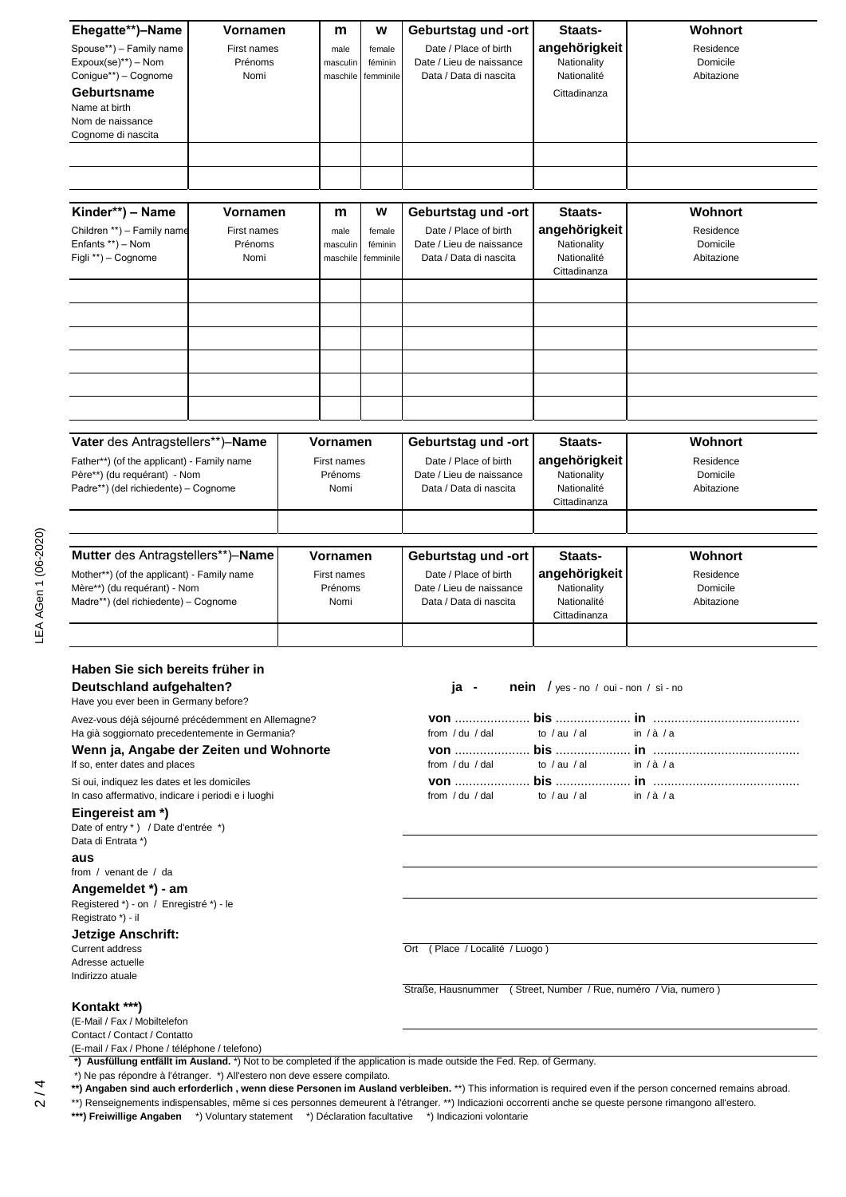| **Ehegatte\*\*)–Name**<br>Spouse\*\*) – Family name<br>Expoux(se)\*\*) – Nom<br>Conigue\*\*) – Cognome<br>**Geburtsname**<br>Name at birth<br>Nom de naissance<br>Cognome di nascita | **Vornamen**<br>First names<br>Prénoms<br>Nomi | **m**<br>male<br>masculin<br>maschile | **w**<br>female<br>féminin<br>femminile | **Geburtstag und -ort**<br>Date / Place of birth<br>Date / Lieu de naissance<br>Data / Data di nascita | **Staats-angehörigkeit**<br>Nationality<br>Nationalité<br>Cittadinanza | **Wohnort**<br>Residence<br>Domicile<br>Abitazione |
|---|---|---|---|---|---|---|
| | | | | | | |
| | | | | | | |

| **Kinder\*\*) – Name**<br>Children \*\*) – Family name<br>Enfants \*\*) – Nom<br>Figli \*\*) – Cognome | **Vornamen**<br>First names<br>Prénoms<br>Nomi | **m**<br>male<br>masculin<br>maschile | **w**<br>female<br>féminin<br>femminile | **Geburtstag und -ort**<br>Date / Place of birth<br>Date / Lieu de naissance<br>Data / Data di nascita | **Staats-angehörigkeit**<br>Nationality<br>Nationalité<br>Cittadinanza | **Wohnort**<br>Residence<br>Domicile<br>Abitazione |
|---|---|---|---|---|---|---|
| | | | | | | |
| | | | | | | |
| | | | | | | |
| | | | | | | |
| | | | | | | |
| | | | | | | |

| **Vater** des Antragstellers\*\*)–**Name**<br>Father\*\*) (of the applicant) - Family name<br>Père\*\*) (du requérant) - Nom<br>Padre\*\*) (del richiedente) – Cognome | **Vornamen**<br>First names<br>Prénoms<br>Nomi | **Geburtstag und -ort**<br>Date / Place of birth<br>Date / Lieu de naissance<br>Data / Data di nascita | **Staats-angehörigkeit**<br>Nationality<br>Nationalité<br>Cittadinanza | **Wohnort**<br>Residence<br>Domicile<br>Abitazione |
|---|---|---|---|---|
| | | | | |

| **Mutter** des Antragstellers\*\*)–**Name**<br>Mother\*\*) (of the applicant) - Family name<br>Mère\*\*) (du requérant) - Nom<br>Madre\*\*) (del richiedente) – Cognome | **Vornamen**<br>First names<br>Prénoms<br>Nomi | **Geburtstag und -ort**<br>Date / Place of birth<br>Date / Lieu de naissance<br>Data / Data di nascita | **Staats-angehörigkeit**<br>Nationality<br>Nationalité<br>Cittadinanza | **Wohnort**<br>Residence<br>Domicile<br>Abitazione |
|---|---|---|---|---|
| | | | | |

**Haben Sie sich bereits früher in Deutschland aufgehalten?**
Have you ever been in Germany before?
Avez-vous déjà séjourné précédemment en Allemagne?
Ha già soggiornato precedentemente in Germania?

**ja - nein** / yes - no / oui - non / sì - no

**Wenn ja, Angabe der Zeiten und Wohnorte**
If so, enter dates and places
Si oui, indiquez les dates et les domiciles
In caso affermativo, indicare i periodi e i luoghi

**von** .................... **bis** .................... **in** ........................................
from / du / dal — to / au / al — in / à / a

**von** .................... **bis** .................... **in** ........................................
from / du / dal — to / au / al — in / à / a

**von** .................... **bis** .................... **in** ........................................
from / du / dal — to / au / al — in / à / a

**Eingereist am \*)**
Date of entry \* ) / Date d'entrée \*)
Data di Entrata \*)

**aus**
from / venant de / da

**Angemeldet \*) - am**
Registered \*) - on / Enregistré \*) - le
Registrato \*) - il

**Jetzige Anschrift:**
Current address
Adresse actuelle
Indirizzo atuale

Ort ( Place / Localité / Luogo )

Straße, Hausnummer ( Street, Number / Rue, numéro / Via, numero )

**Kontakt \*\*\*)**
(E-Mail / Fax / Mobiltelefon
Contact / Contact / Contatto
(E-mail / Fax / Phone / téléphone / telefono)

**\*) Ausfüllung entfällt im Ausland.** \*) Not to be completed if the application is made outside the Fed. Rep. of Germany.
\*) Ne pas répondre à l'étranger. \*) All'estero non deve essere compilato.
**\*\*) Angaben sind auch erforderlich , wenn diese Personen im Ausland verbleiben.** \*\*) This information is required even if the person concerned remains abroad.
\*\*) Renseignements indispensables, même si ces personnes demeurent à l'étranger. \*\*) Indicazioni occorrenti anche se queste persone rimangono all'estero.
**\*\*\*) Freiwillige Angaben** \*) Voluntary statement \*) Déclaration facultative \*) Indicazioni volontarie

LEA AGen 1 (06-2020)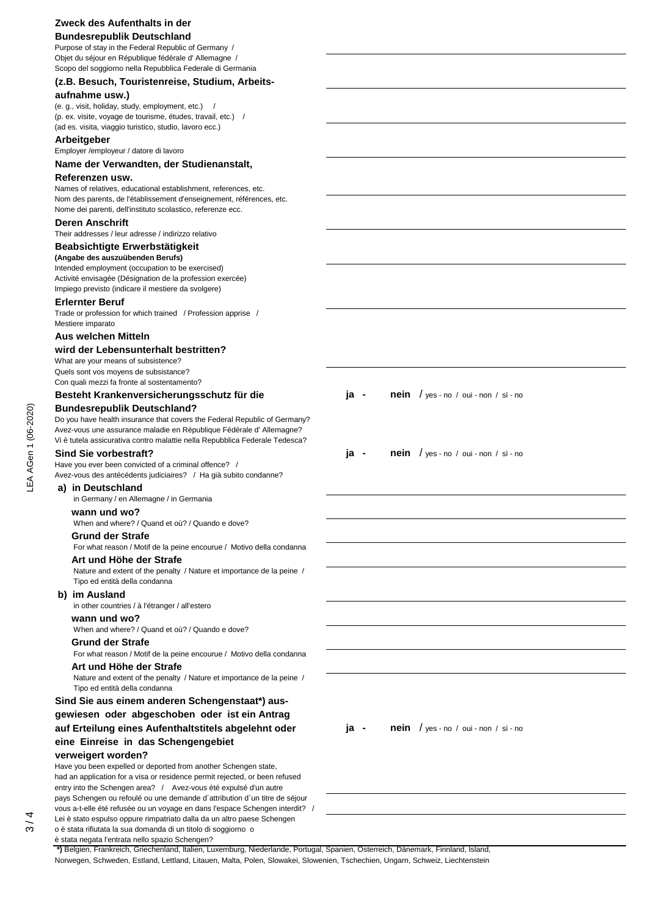**Zweck des Aufenthalts in der Bundesrepublik Deutschland**
Purpose of stay in the Federal Republic of Germany / Objet du séjour en République fédérale d' Allemagne / Scopo del soggiorno nella Repubblica Federale di Germania

**(z.B. Besuch, Touristenreise, Studium, Arbeitsaufnahme usw.)**
(e. g., visit, holiday, study, employment, etc.) / (p. ex. visite, voyage de tourisme, études, travail, etc.) / (ad es. visita, viaggio turistico, studio, lavoro ecc.)

**Arbeitgeber**
Employer /employeur / datore di lavoro

**Name der Verwandten, der Studienanstalt, Referenzen usw.**
Names of relatives, educational establishment, references, etc.
Nom des parents, de l'établissement d'enseignement, références, etc.
Nome dei parenti, dell'instituto scolastico, referenze ecc.

**Deren Anschrift**
Their addresses / leur adresse / indirizzo relativo

**Beabsichtigte Erwerbstätigkeit**
**(Angabe des auszuübenden Berufs)**
Intended employment (occupation to be exercised)
Activité envisagée (Désignation de la profession exercée)
Impiego previsto (indicare il mestiere da svolgere)

**Erlernter Beruf**
Trade or profession for which trained / Profession apprise / Mestiere imparato

**Aus welchen Mitteln wird der Lebensunterhalt bestritten?**
What are your means of subsistence?
Quels sont vos moyens de subsistance?
Con quali mezzi fa fronte al sostentamento?

**Besteht Krankenversicherungsschutz für die Bundesrepublik Deutschland?** — **ja - nein** / yes - no / oui - non / sì - no
Do you have health insurance that covers the Federal Republic of Germany?
Avez-vous une assurance maladie en République Fédérale d' Allemagne?
Vi è tutela assicurativa contro malattie nella Repubblica Federale Tedesca?

**Sind Sie vorbestraft?** — **ja - nein** / yes - no / oui - non / sì - no
Have you ever been convicted of a criminal offence? /
Avez-vous des antécédents judiciaires? / Ha già subito condanne?

**a) in Deutschland**
in Germany / en Allemagne / in Germania

**wann und wo?**
When and where? / Quand et où? / Quando e dove?

**Grund der Strafe**
For what reason / Motif de la peine encourue / Motivo della condanna

**Art und Höhe der Strafe**
Nature and extent of the penalty / Nature et importance de la peine / Tipo ed entità della condanna

**b) im Ausland**
in other countries / à l'étranger / all'estero

**wann und wo?**
When and where? / Quand et où? / Quando e dove?

**Grund der Strafe**
For what reason / Motif de la peine encourue / Motivo della condanna

**Art und Höhe der Strafe**
Nature and extent of the penalty / Nature et importance de la peine / Tipo ed entità della condanna

**Sind Sie aus einem anderen Schengenstaat*) ausgewiesen oder abgeschoben oder ist ein Antrag auf Erteilung eines Aufenthaltstitels abgelehnt oder eine Einreise in das Schengengebiet verweigert worden?** — **ja - nein** / yes - no / oui - non / sì - no
Have you been expelled or deported from another Schengen state, had an application for a visa or residence permit rejected, or been refused entry into the Schengen area? / Avez-vous été expulsé d'un autre pays Schengen ou refoulé ou une demande d´attribution d´un titre de séjour vous a-t-elle été refusée ou un voyage en dans l'espace Schengen interdit? / Lei è stato espulso oppure rimpatriato dalla da un altro paese Schengen o è stata rifiutata la sua domanda di un titolo di soggiorno o è stata negata l'entrata nello spazio Schengen?

**\*)** Belgien, Frankreich, Griechenland, Italien, Luxemburg, Niederlande, Portugal, Spanien, Österreich, Dänemark, Finnland, Island, Norwegen, Schweden, Estland, Lettland, Litauen, Malta, Polen, Slowakei, Slowenien, Tschechien, Ungarn, Schweiz, Liechtenstein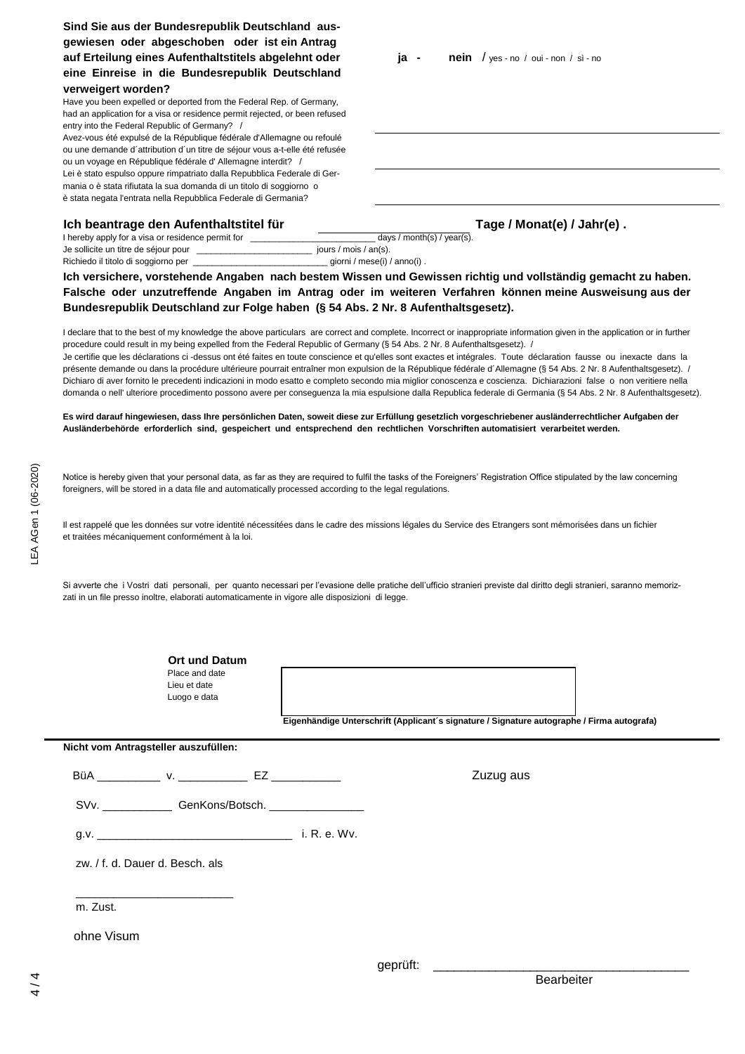**Sind Sie aus der Bundesrepublik Deutschland ausgewiesen oder abgeschoben oder ist ein Antrag auf Erteilung eines Aufenthaltstitels abgelehnt oder eine Einreise in die Bundesrepublik Deutschland verweigert worden?**

Have you been expelled or deported from the Federal Rep. of Germany, had an application for a visa or residence permit rejected, or been refused entry into the Federal Republic of Germany? /
Avez-vous été expulsé de la République fédérale d'Allemagne ou refoulé ou une demande d´attribution d´un titre de séjour vous a-t-elle été refusée ou un voyage en République fédérale d' Allemagne interdit? /
Lei è stato espulso oppure rimpatriato dalla Repubblica Federale di Germania o è stata rifiutata la sua domanda di un titolo di soggiorno o è stata negata l'entrata nella Repubblica Federale di Germania?

**ja - nein** / yes - no / oui - non / sì - no

______________________________

______________________________

______________________________

**Ich beantrage den Aufenthaltstitel für ____________________ Tage / Monat(e) / Jahr(e) .**
I hereby apply for a visa or residence permit for ________________________ days / month(s) / year(s).
Je sollicite un titre de séjour pour _______________________ jours / mois / an(s).
Richiedo il titolo di soggiorno per ___________________________ giorni / mese(i) / anno(i) .

**Ich versichere, vorstehende Angaben nach bestem Wissen und Gewissen richtig und vollständig gemacht zu haben. Falsche oder unzutreffende Angaben im Antrag oder im weiteren Verfahren können meine Ausweisung aus der Bundesrepublik Deutschland zur Folge haben (§ 54 Abs. 2 Nr. 8 Aufenthaltsgesetz).**

I declare that to the best of my knowledge the above particulars are correct and complete. Incorrect or inappropriate information given in the application or in further procedure could result in my being expelled from the Federal Republic of Germany (§ 54 Abs. 2 Nr. 8 Aufenthaltsgesetz). /
Je certifie que les déclarations ci -dessus ont été faites en toute conscience et qu'elles sont exactes et intégrales. Toute déclaration fausse ou inexacte dans la présente demande ou dans la procédure ultérieure pourrait entraîner mon expulsion de la République fédérale d´Allemagne (§ 54 Abs. 2 Nr. 8 Aufenthaltsgesetz). /
Dichiaro di aver fornito le precedenti indicazioni in modo esatto e completo secondo mia miglior conoscenza e coscienza. Dichiarazioni false o non veritiere nella domanda o nell' ulteriore procedimento possono avere per conseguenza la mia espulsione dalla Republica federale di Germania (§ 54 Abs. 2 Nr. 8 Aufenthaltsgesetz).

**Es wird darauf hingewiesen, dass Ihre persönlichen Daten, soweit diese zur Erfüllung gesetzlich vorgeschriebener ausländerrechtlicher Aufgaben der Ausländerbehörde erforderlich sind, gespeichert und entsprechend den rechtlichen Vorschriften automatisiert verarbeitet werden.**

Notice is hereby given that your personal data, as far as they are required to fulfil the tasks of the Foreigners' Registration Office stipulated by the law concerning foreigners, will be stored in a data file and automatically processed according to the legal regulations.

Il est rappelé que les données sur votre identité nécessitées dans le cadre des missions légales du Service des Etrangers sont mémorisées dans un fichier et traitées mécaniquement conformément à la loi.

Si avverte che i Vostri dati personali, per quanto necessari per l'evasione delle pratiche dell'ufficio stranieri previste dal diritto degli stranieri, saranno memorizzati in un file presso inoltre, elaborati automaticamente in vigore alle disposizioni di legge.

LEA AGen 1 (06-2020)

**Ort und Datum**
Place and date
Lieu et date
Luogo e data

**Eigenhändige Unterschrift (Applicant´s signature / Signature autographe / Firma autografa)**

---

**Nicht vom Antragsteller auszufüllen:**

BüA __________ v. ___________ EZ ___________ Zuzug aus

SVv. ___________ GenKons/Botsch. _______________

g.v. _______________________________ i. R. e. Wv.

zw. / f. d. Dauer d. Besch. als

_________________________
m. Zust.

ohne Visum

geprüft: ____________________________________
Bearbeiter